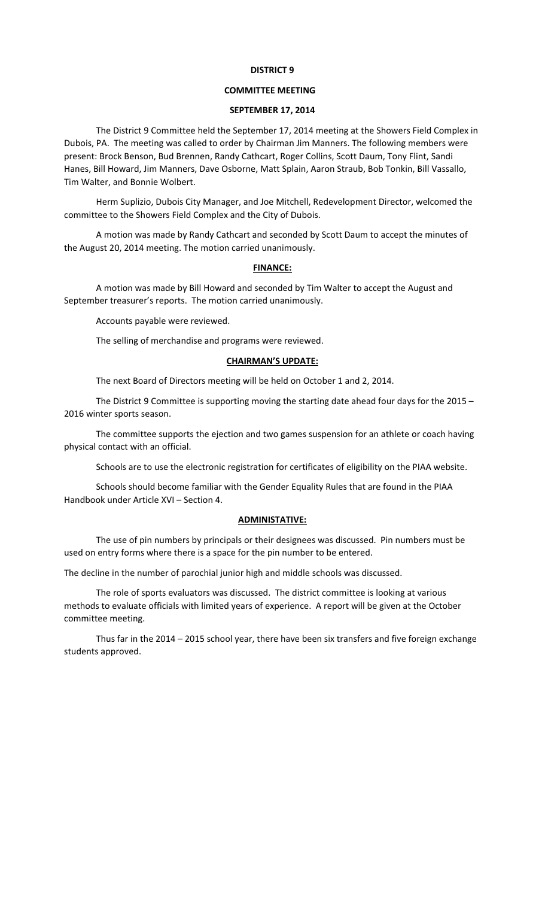# DISTRICT 9

## COMMITTEE MEETING

## SEPTEMBER 17, 2014

The District 9 Committee held the September 17, 2014 meeting at the Showers Field Complex in Dubois, PA. The meeting was called to order by Chairman Jim Manners. The following members were present: Brock Benson, Bud Brennen, Randy Cathcart, Roger Collins, Scott Daum, Tony Flint, Sandi Hanes, Bill Howard, Jim Manners, Dave Osborne, Matt Splain, Aaron Straub, Bob Tonkin, Bill Vassallo, Tim Walter, and Bonnie Wolbert.

Herm Suplizio, Dubois City Manager, and Joe Mitchell, Redevelopment Director, welcomed the committee to the Showers Field Complex and the City of Dubois.

A motion was made by Randy Cathcart and seconded by Scott Daum to accept the minutes of the August 20, 2014 meeting. The motion carried unanimously.

### FINANCE:

A motion was made by Bill Howard and seconded by Tim Walter to accept the August and September treasurer's reports. The motion carried unanimously.

Accounts payable were reviewed.

The selling of merchandise and programs were reviewed.

### CHAIRMAN'S UPDATE:

The next Board of Directors meeting will be held on October 1 and 2, 2014.

The District 9 Committee is supporting moving the starting date ahead four days for the 2015 – 2016 winter sports season.

The committee supports the ejection and two games suspension for an athlete or coach having physical contact with an official.

Schools are to use the electronic registration for certificates of eligibility on the PIAA website.

Schools should become familiar with the Gender Equality Rules that are found in the PIAA Handbook under Article XVI – Section 4.

### ADMINISTATIVE:

The use of pin numbers by principals or their designees was discussed. Pin numbers must be used on entry forms where there is a space for the pin number to be entered.

The decline in the number of parochial junior high and middle schools was discussed.

The role of sports evaluators was discussed. The district committee is looking at various methods to evaluate officials with limited years of experience. A report will be given at the October committee meeting.

Thus far in the 2014 – 2015 school year, there have been six transfers and five foreign exchange students approved.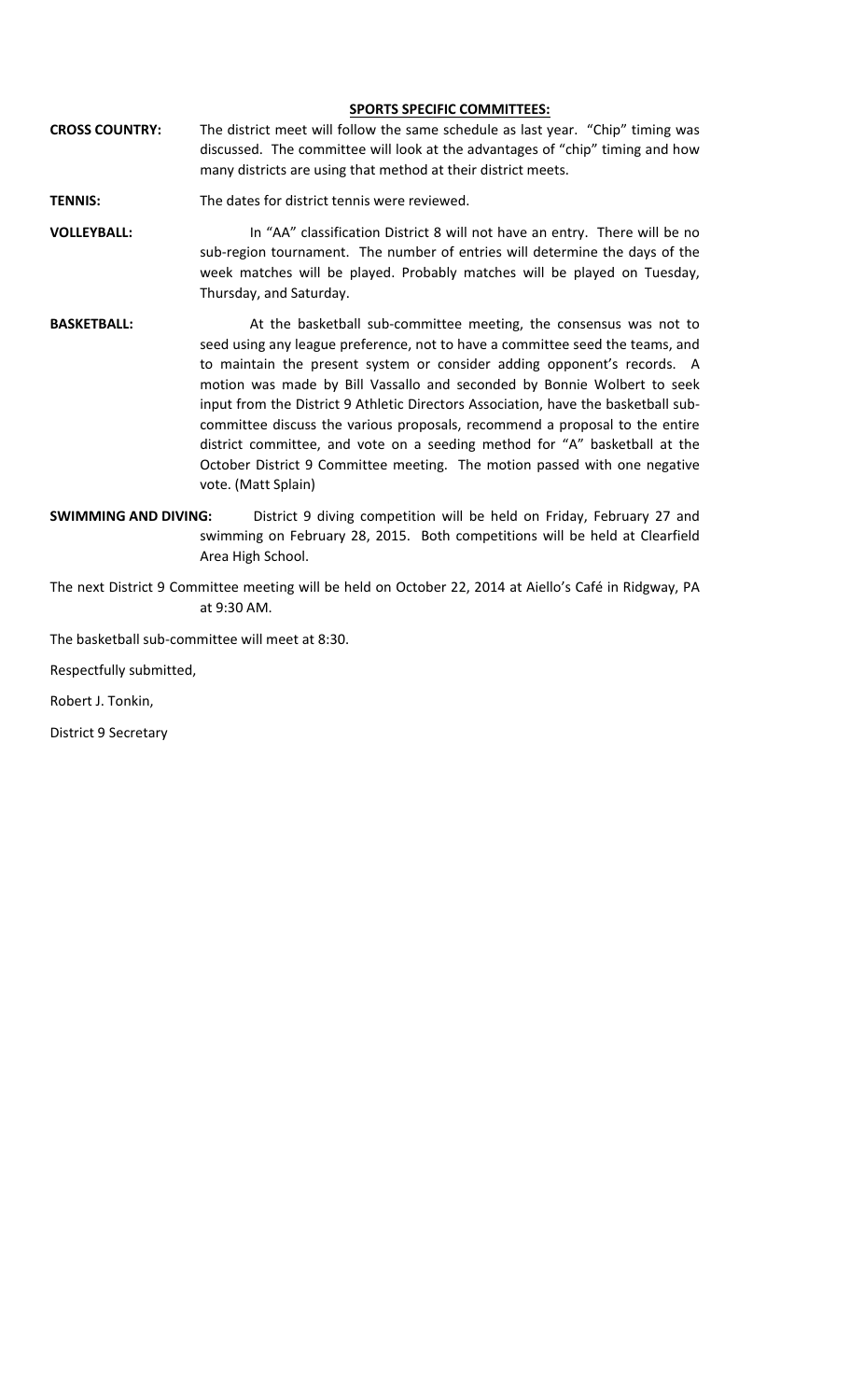## SPORTS SPECIFIC COMMITTEES:

**CROSS COUNTRY:** The district meet will follow the same schedule as last year. "Chip" timing was discussed. The committee will look at the advantages of "chip" timing and how many districts are using that method at their district meets.

**TENNIS:** The dates for district tennis were reviewed.

**VOLLEYBALL:** In "AA" classification District 8 will not have an entry. There will be no sub-region tournament. The number of entries will determine the days of the week matches will be played. Probably matches will be played on Tuesday, Thursday, and Saturday.

**BASKETBALL:** At the basketball sub-committee meeting, the consensus was not to seed using any league preference, not to have a committee seed the teams, and to maintain the present system or consider adding opponent's records. A motion was made by Bill Vassallo and seconded by Bonnie Wolbert to seek input from the District 9 Athletic Directors Association, have the basketball sub-committee discuss the various proposals, recommend a proposal to the entire district committee, and vote on a seeding method for "A" basketball at the October District 9 Committee meeting. The motion passed with one negative vote. (Matt Splain)

**SWIMMING AND DIVING:** District 9 diving competition will be held on Friday, February 27 and swimming on February 28, 2015. Both competitions will be held at Clearfield Area High School.

The next District 9 Committee meeting will be held on October 22, 2014 at Aiello's Café in Ridgway, PA at 9:30 AM.

The basketball sub-committee will meet at 8:30.

Respectfully submitted,

Robert J. Tonkin,

District 9 Secretary